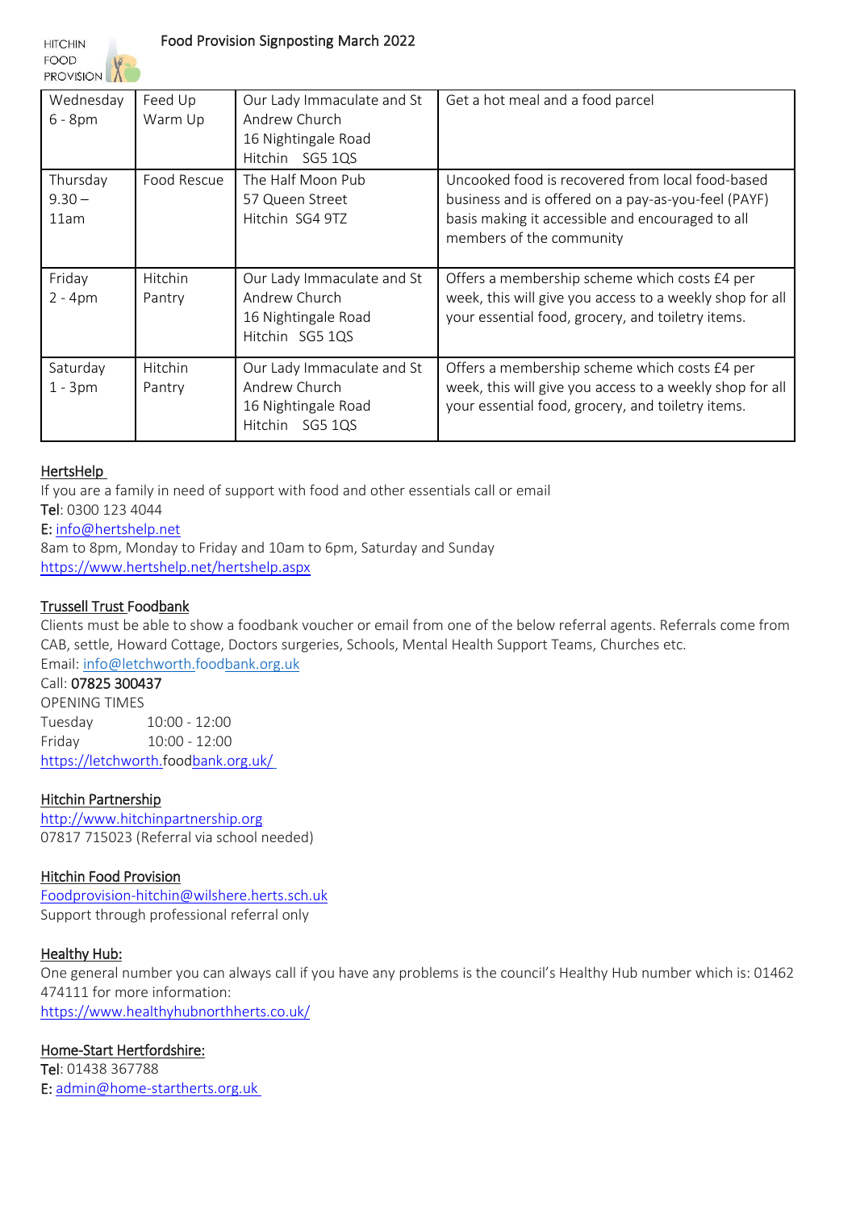HITCHIN FOOD PROVISION

# Food Provision Signposting March 2022

| Wednesday 6 - 8pm | Feed Up Warm Up | Our Lady Immaculate and St Andrew Church 16 Nightingale Road Hitchin SG5 1QS | Get a hot meal and a food parcel |
|---|---|---|---|
| Thursday 9.30 – 11am | Food Rescue | The Half Moon Pub 57 Queen Street Hitchin SG4 9TZ | Uncooked food is recovered from local food-based business and is offered on a pay-as-you-feel (PAYF) basis making it accessible and encouraged to all members of the community |
| Friday 2 - 4pm | Hitchin Pantry | Our Lady Immaculate and St Andrew Church 16 Nightingale Road Hitchin SG5 1QS | Offers a membership scheme which costs £4 per week, this will give you access to a weekly shop for all your essential food, grocery, and toiletry items. |
| Saturday 1 - 3pm | Hitchin Pantry | Our Lady Immaculate and St Andrew Church 16 Nightingale Road Hitchin SG5 1QS | Offers a membership scheme which costs £4 per week, this will give you access to a weekly shop for all your essential food, grocery, and toiletry items. |

## HertsHelp

If you are a family in need of support with food and other essentials call or email

**Tel**: 0300 123 4044

**E:** info@hertshelp.net

8am to 8pm, Monday to Friday and 10am to 6pm, Saturday and Sunday

https://www.hertshelp.net/hertshelp.aspx

## Trussell Trust Foodbank

Clients must be able to show a foodbank voucher or email from one of the below referral agents. Referrals come from CAB, settle, Howard Cottage, Doctors surgeries, Schools, Mental Health Support Teams, Churches etc.

Email: info@letchworth.foodbank.org.uk

Call: **07825 300437**

OPENING TIMES

Tuesday 10:00 - 12:00

Friday 10:00 - 12:00

https://letchworth.foodbank.org.uk/

## Hitchin Partnership

http://www.hitchinpartnership.org

07817 715023 (Referral via school needed)

## Hitchin Food Provision

Foodprovision-hitchin@wilshere.herts.sch.uk

Support through professional referral only

## Healthy Hub:

One general number you can always call if you have any problems is the council's Healthy Hub number which is: 01462 474111 for more information:

https://www.healthyhubnorthherts.co.uk/

## Home-Start Hertfordshire:

**Tel**: 01438 367788

**E:** admin@home-startherts.org.uk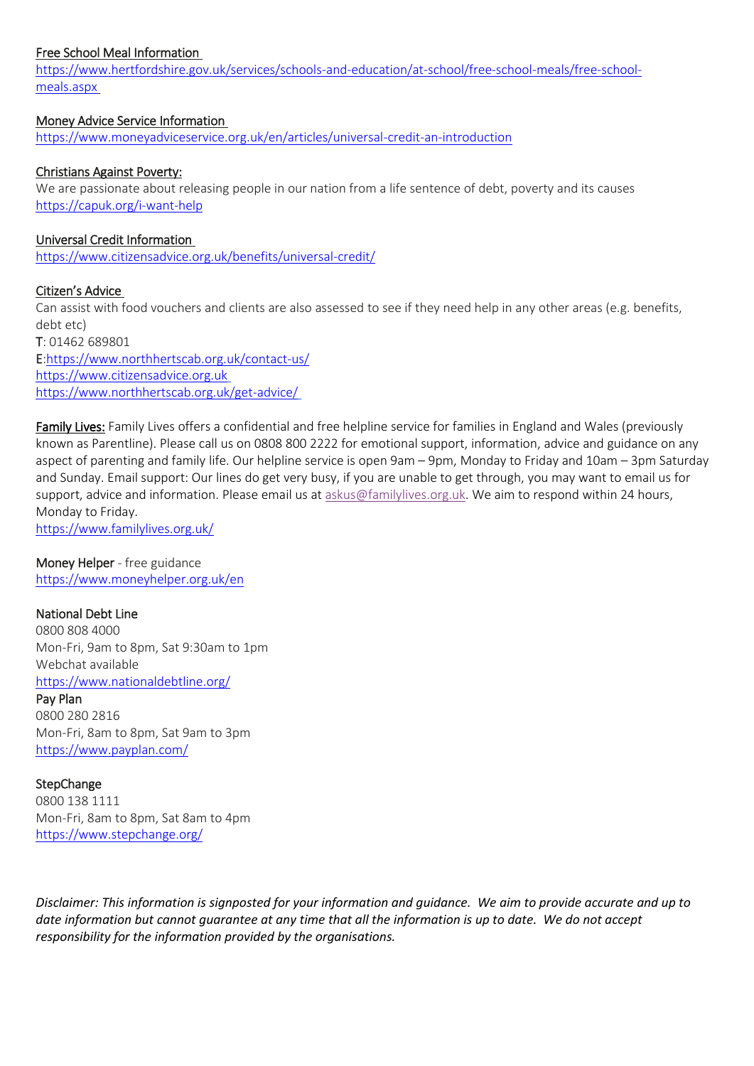Free School Meal Information
https://www.hertfordshire.gov.uk/services/schools-and-education/at-school/free-school-meals/free-school-meals.aspx

Money Advice Service Information
https://www.moneyadviceservice.org.uk/en/articles/universal-credit-an-introduction

Christians Against Poverty:
We are passionate about releasing people in our nation from a life sentence of debt, poverty and its causes
https://capuk.org/i-want-help

Universal Credit Information
https://www.citizensadvice.org.uk/benefits/universal-credit/

Citizen's Advice
Can assist with food vouchers and clients are also assessed to see if they need help in any other areas (e.g. benefits, debt etc)
T: 01462 689801
E:https://www.northhertscab.org.uk/contact-us/
https://www.citizensadvice.org.uk
https://www.northhertscab.org.uk/get-advice/

**Family Lives:** Family Lives offers a confidential and free helpline service for families in England and Wales (previously known as Parentline). Please call us on 0808 800 2222 for emotional support, information, advice and guidance on any aspect of parenting and family life. Our helpline service is open 9am – 9pm, Monday to Friday and 10am – 3pm Saturday and Sunday. Email support: Our lines do get very busy, if you are unable to get through, you may want to email us for support, advice and information. Please email us at askus@familylives.org.uk. We aim to respond within 24 hours, Monday to Friday.
https://www.familylives.org.uk/

Money Helper - free guidance
https://www.moneyhelper.org.uk/en

National Debt Line
0800 808 4000
Mon-Fri, 9am to 8pm, Sat 9:30am to 1pm
Webchat available
https://www.nationaldebtline.org/

Pay Plan
0800 280 2816
Mon-Fri, 8am to 8pm, Sat 9am to 3pm
https://www.payplan.com/

StepChange
0800 138 1111
Mon-Fri, 8am to 8pm, Sat 8am to 4pm
https://www.stepchange.org/

*Disclaimer: This information is signposted for your information and guidance. We aim to provide accurate and up to date information but cannot guarantee at any time that all the information is up to date. We do not accept responsibility for the information provided by the organisations.*